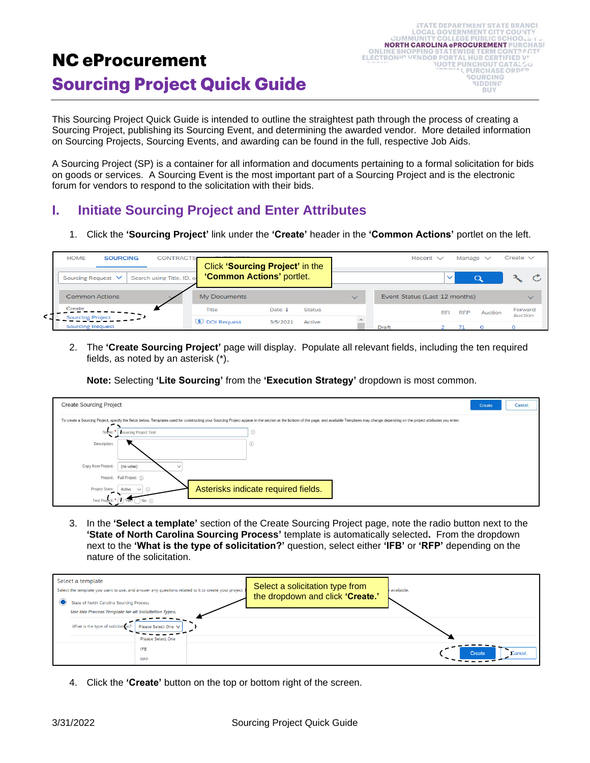# NC eProcurement

## Sourcing Project Quick Guide

This Sourcing Project Quick Guide is intended to outline the straightest path through the process of creating a Sourcing Project, publishing its Sourcing Event, and determining the awarded vendor. More detailed information on Sourcing Projects, Sourcing Events, and awarding can be found in the full, respective Job Aids.

A Sourcing Project (SP) is a container for all information and documents pertaining to a formal solicitation for bids on goods or services. A Sourcing Event is the most important part of a Sourcing Project and is the electronic forum for vendors to respond to the solicitation with their bids.

## I. Initiate Sourcing Project and Enter Attributes

1. Click the **'Sourcing Project'** link under the **'Create'** header in the **'Common Actions'** portlet on the left.

2. The **'Create Sourcing Project'** page will display. Populate all relevant fields, including the ten required fields, as noted by an asterisk (*).

   **Note:** Selecting **'Lite Sourcing'** from the **'Execution Strategy'** dropdown is most common.

3. In the **'Select a template'** section of the Create Sourcing Project page, note the radio button next to the **'State of North Carolina Sourcing Process'** template is automatically selected. From the dropdown next to the **'What is the type of solicitation?'** question, select either **'IFB'** or **'RFP'** depending on the nature of the solicitation.

4. Click the **'Create'** button on the top or bottom right of the screen.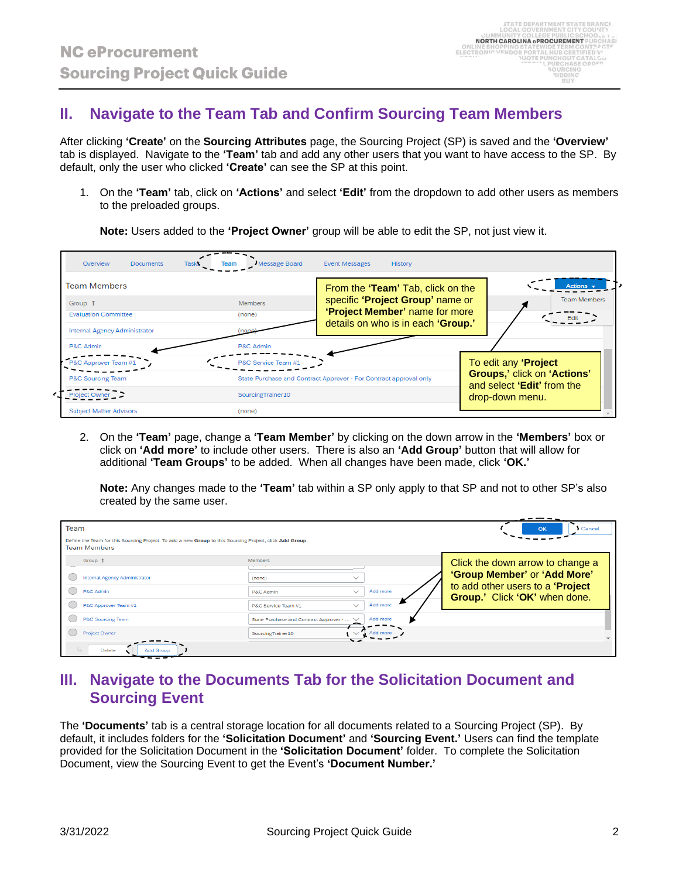## II. Navigate to the Team Tab and Confirm Sourcing Team Members

After clicking **'Create'** on the **Sourcing Attributes** page, the Sourcing Project (SP) is saved and the **'Overview'** tab is displayed. Navigate to the **'Team'** tab and add any other users that you want to have access to the SP. By default, only the user who clicked **'Create'** can see the SP at this point.

1. On the **'Team'** tab, click on **'Actions'** and select **'Edit'** from the dropdown to add other users as members to the preloaded groups.

   **Note:** Users added to the **'Project Owner'** group will be able to edit the SP, not just view it.

   From the **'Team'** Tab, click on the specific **'Project Group'** name or **'Project Member'** name for more details on who is in each **'Group.'**

   To edit any **'Project Groups,'** click on **'Actions'** and select **'Edit'** from the drop-down menu.

2. On the **'Team'** page, change a **'Team Member'** by clicking on the down arrow in the **'Members'** box or click on **'Add more'** to include other users. There is also an **'Add Group'** button that will allow for additional **'Team Groups'** to be added. When all changes have been made, click **'OK.'**

   **Note:** Any changes made to the **'Team'** tab within a SP only apply to that SP and not to other SP's also created by the same user.

   Click the down arrow to change a **'Group Member'** or **'Add More'** to add other users to a **'Project Group.'** Click **'OK'** when done.

## III. Navigate to the Documents Tab for the Solicitation Document and Sourcing Event

The **'Documents'** tab is a central storage location for all documents related to a Sourcing Project (SP). By default, it includes folders for the **'Solicitation Document'** and **'Sourcing Event.'** Users can find the template provided for the Solicitation Document in the **'Solicitation Document'** folder. To complete the Solicitation Document, view the Sourcing Event to get the Event's **'Document Number.'**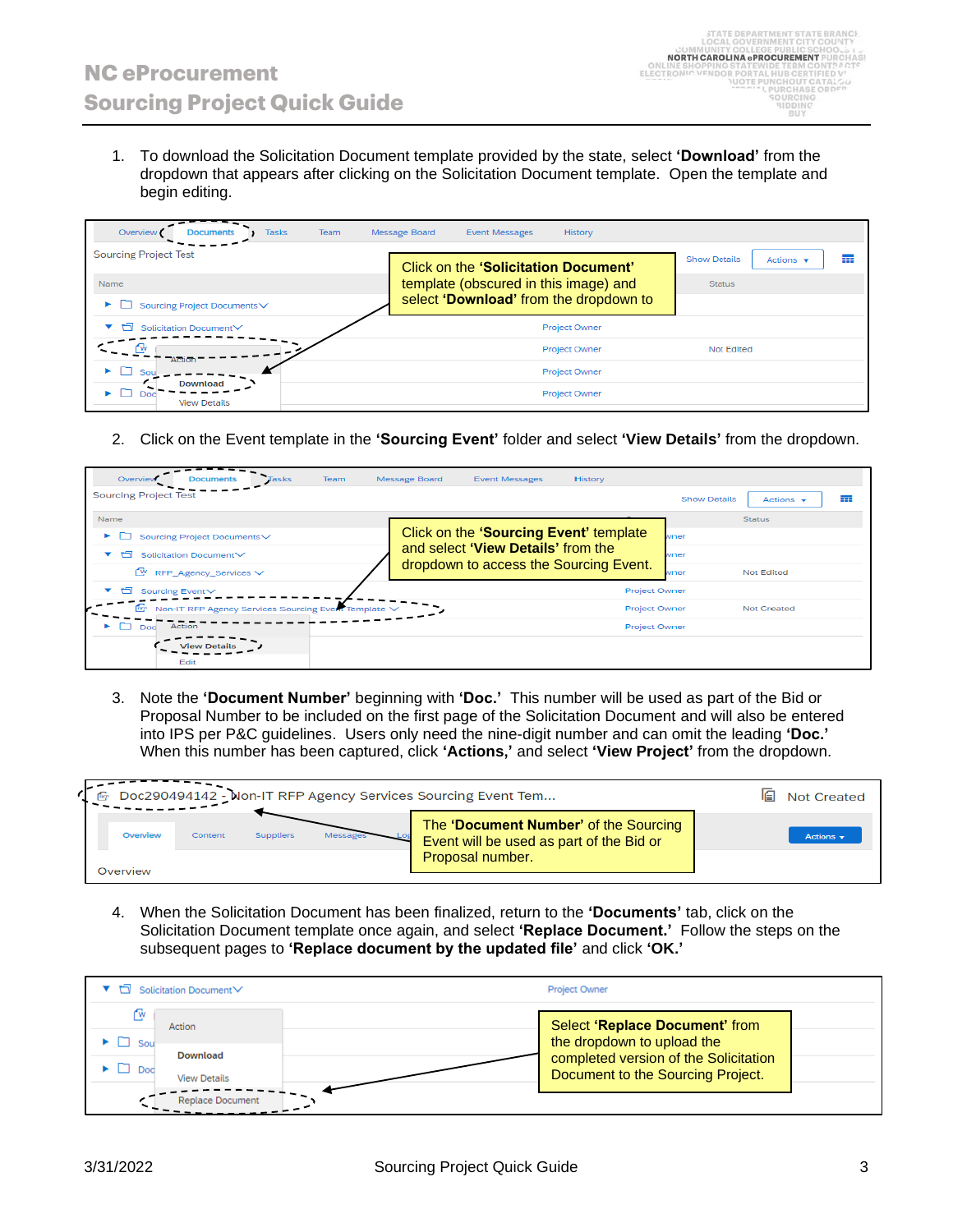1. To download the Solicitation Document template provided by the state, select **'Download'** from the dropdown that appears after clicking on the Solicitation Document template. Open the template and begin editing.

Click on the **'Solicitation Document'** template (obscured in this image) and select **'Download'** from the dropdown to

2. Click on the Event template in the **'Sourcing Event'** folder and select **'View Details'** from the dropdown.

Click on the **'Sourcing Event'** template and select **'View Details'** from the dropdown to access the Sourcing Event.

3. Note the **'Document Number'** beginning with **'Doc.'** This number will be used as part of the Bid or Proposal Number to be included on the first page of the Solicitation Document and will also be entered into IPS per P&C guidelines. Users only need the nine-digit number and can omit the leading **'Doc.'** When this number has been captured, click **'Actions,'** and select **'View Project'** from the dropdown.

The **'Document Number'** of the Sourcing Event will be used as part of the Bid or Proposal number.

4. When the Solicitation Document has been finalized, return to the **'Documents'** tab, click on the Solicitation Document template once again, and select **'Replace Document.'** Follow the steps on the subsequent pages to **'Replace document by the updated file'** and click **'OK.'**

Select **'Replace Document'** from the dropdown to upload the completed version of the Solicitation Document to the Sourcing Project.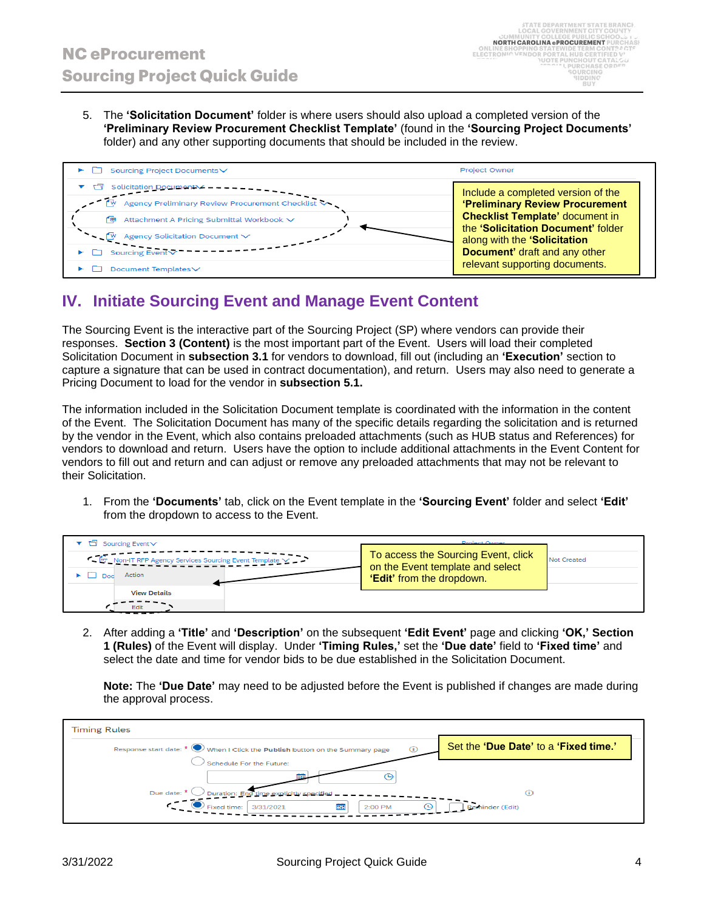5. The **'Solicitation Document'** folder is where users should also upload a completed version of the **'Preliminary Review Procurement Checklist Template'** (found in the **'Sourcing Project Documents'** folder) and any other supporting documents that should be included in the review.

Include a completed version of the **'Preliminary Review Procurement Checklist Template'** document in the **'Solicitation Document'** folder along with the **'Solicitation Document'** draft and any other relevant supporting documents.

## IV. Initiate Sourcing Event and Manage Event Content

The Sourcing Event is the interactive part of the Sourcing Project (SP) where vendors can provide their responses. **Section 3 (Content)** is the most important part of the Event. Users will load their completed Solicitation Document in **subsection 3.1** for vendors to download, fill out (including an **'Execution'** section to capture a signature that can be used in contract documentation), and return. Users may also need to generate a Pricing Document to load for the vendor in **subsection 5.1.**

The information included in the Solicitation Document template is coordinated with the information in the content of the Event. The Solicitation Document has many of the specific details regarding the solicitation and is returned by the vendor in the Event, which also contains preloaded attachments (such as HUB status and References) for vendors to download and return. Users have the option to include additional attachments in the Event Content for vendors to fill out and return and can adjust or remove any preloaded attachments that may not be relevant to their Solicitation.

1. From the **'Documents'** tab, click on the Event template in the **'Sourcing Event'** folder and select **'Edit'** from the dropdown to access to the Event.

To access the Sourcing Event, click on the Event template and select **'Edit'** from the dropdown.

2. After adding a **'Title'** and **'Description'** on the subsequent **'Edit Event'** page and clicking **'OK,' Section 1 (Rules)** of the Event will display. Under **'Timing Rules,'** set the **'Due date'** field to **'Fixed time'** and select the date and time for vendor bids to be due established in the Solicitation Document.

   **Note:** The **'Due Date'** may need to be adjusted before the Event is published if changes are made during the approval process.

Set the **'Due Date'** to a **'Fixed time.'**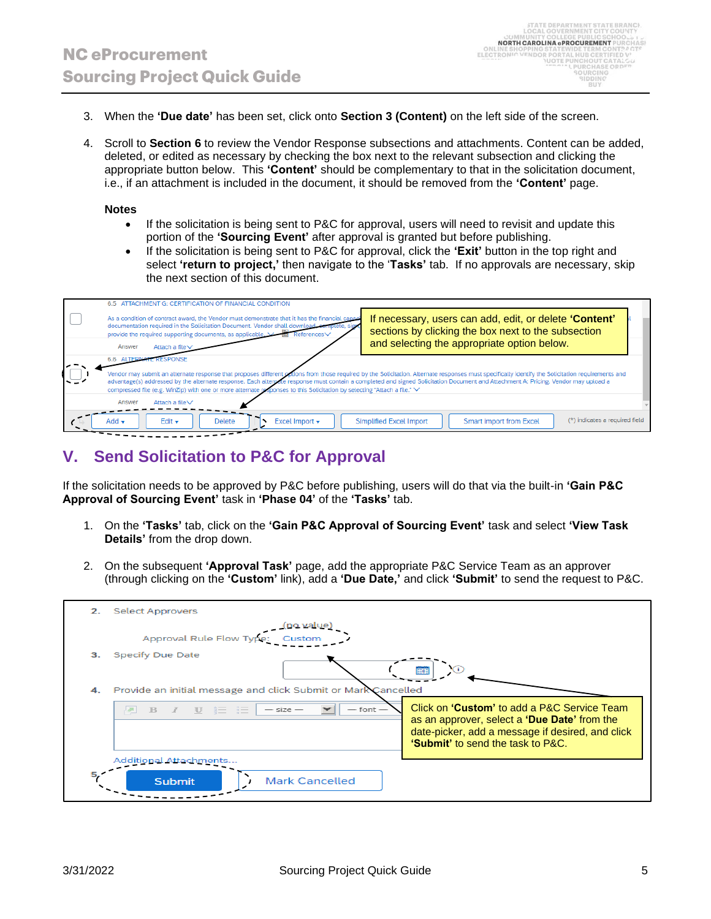3. When the **'Due date'** has been set, click onto **Section 3 (Content)** on the left side of the screen.

4. Scroll to **Section 6** to review the Vendor Response subsections and attachments. Content can be added, deleted, or edited as necessary by checking the box next to the relevant subsection and clicking the appropriate button below. This **'Content'** should be complementary to that in the solicitation document, i.e., if an attachment is included in the document, it should be removed from the **'Content'** page.

**Notes**

- If the solicitation is being sent to P&C for approval, users will need to revisit and update this portion of the **'Sourcing Event'** after approval is granted but before publishing.
- If the solicitation is being sent to P&C for approval, click the **'Exit'** button in the top right and select **'return to project,'** then navigate to the '**Tasks'** tab. If no approvals are necessary, skip the next section of this document.

If necessary, users can add, edit, or delete **'Content'** sections by clicking the box next to the subsection and selecting the appropriate option below.

## V. Send Solicitation to P&C for Approval

If the solicitation needs to be approved by P&C before publishing, users will do that via the built-in **'Gain P&C Approval of Sourcing Event'** task in **'Phase 04'** of the **'Tasks'** tab.

1. On the **'Tasks'** tab, click on the **'Gain P&C Approval of Sourcing Event'** task and select **'View Task Details'** from the drop down.

2. On the subsequent **'Approval Task'** page, add the appropriate P&C Service Team as an approver (through clicking on the **'Custom'** link), add a **'Due Date,'** and click **'Submit'** to send the request to P&C.

Click on **'Custom'** to add a P&C Service Team as an approver, select a **'Due Date'** from the date-picker, add a message if desired, and click **'Submit'** to send the task to P&C.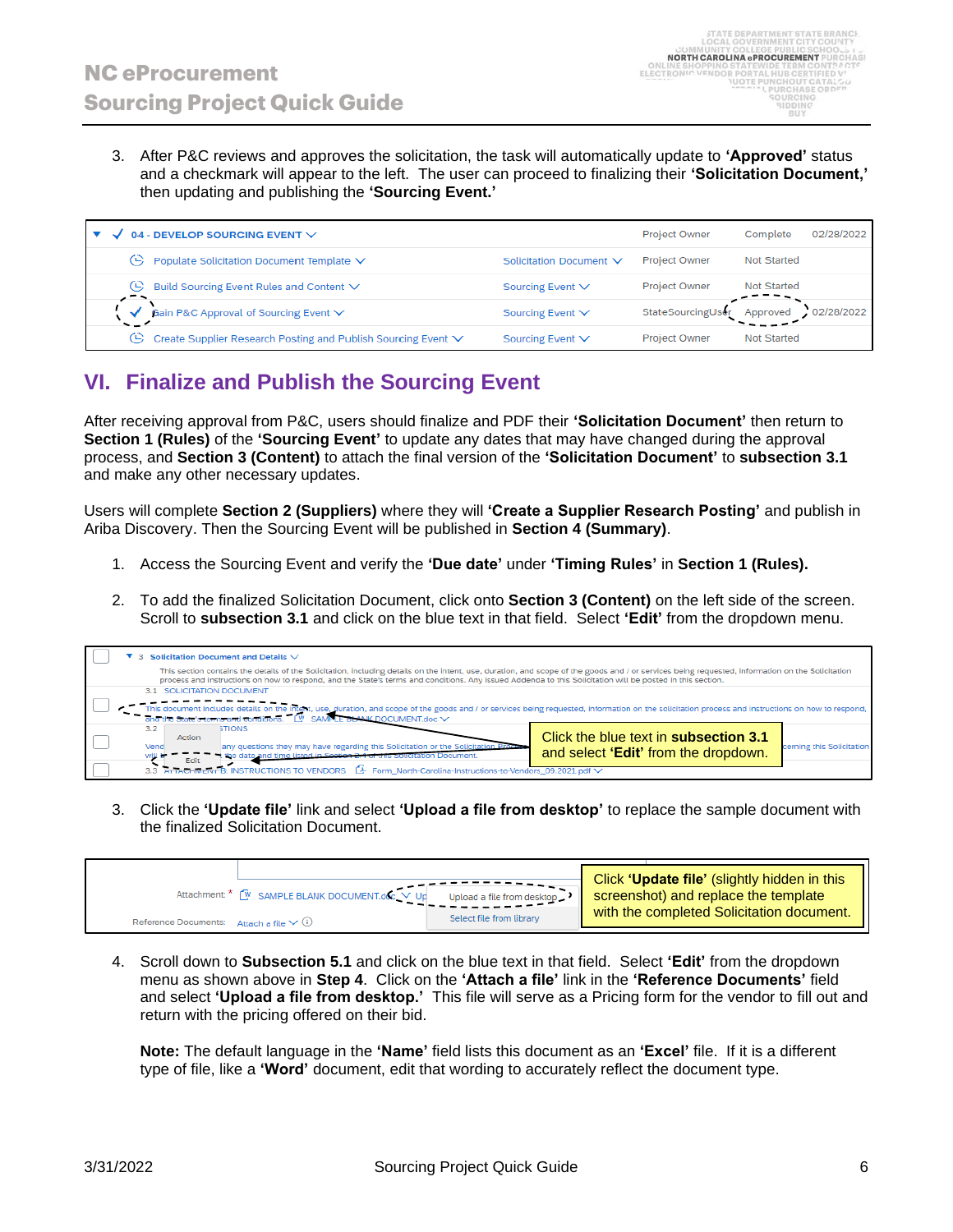3. After P&C reviews and approves the solicitation, the task will automatically update to **'Approved'** status and a checkmark will appear to the left. The user can proceed to finalizing their **'Solicitation Document,'** then updating and publishing the **'Sourcing Event.'**

| 04 - DEVELOP SOURCING EVENT | | Project Owner | Complete | 02/28/2022 |
|---|---|---|---|---|
| Populate Solicitation Document Template | Solicitation Document | Project Owner | Not Started | |
| Build Sourcing Event Rules and Content | Sourcing Event | Project Owner | Not Started | |
| Gain P&C Approval of Sourcing Event | Sourcing Event | StateSourcingUser | Approved | 02/28/2022 |
| Create Supplier Research Posting and Publish Sourcing Event | Sourcing Event | Project Owner | Not Started | |

## VI. Finalize and Publish the Sourcing Event

After receiving approval from P&C, users should finalize and PDF their **'Solicitation Document'** then return to **Section 1 (Rules)** of the **'Sourcing Event'** to update any dates that may have changed during the approval process, and **Section 3 (Content)** to attach the final version of the **'Solicitation Document'** to **subsection 3.1** and make any other necessary updates.

Users will complete **Section 2 (Suppliers)** where they will **'Create a Supplier Research Posting'** and publish in Ariba Discovery. Then the Sourcing Event will be published in **Section 4 (Summary)**.

1. Access the Sourcing Event and verify the **'Due date'** under **'Timing Rules'** in **Section 1 (Rules).**

2. To add the finalized Solicitation Document, click onto **Section 3 (Content)** on the left side of the screen. Scroll to **subsection 3.1** and click on the blue text in that field. Select **'Edit'** from the dropdown menu.

Click the blue text in **subsection 3.1** and select **'Edit'** from the dropdown.

3. Click the **'Update file'** link and select **'Upload a file from desktop'** to replace the sample document with the finalized Solicitation Document.

Click **'Update file'** (slightly hidden in this screenshot) and replace the template with the completed Solicitation document.

4. Scroll down to **Subsection 5.1** and click on the blue text in that field. Select **'Edit'** from the dropdown menu as shown above in **Step 4**. Click on the **'Attach a file'** link in the **'Reference Documents'** field and select **'Upload a file from desktop.'** This file will serve as a Pricing form for the vendor to fill out and return with the pricing offered on their bid.

   **Note:** The default language in the **'Name'** field lists this document as an **'Excel'** file. If it is a different type of file, like a **'Word'** document, edit that wording to accurately reflect the document type.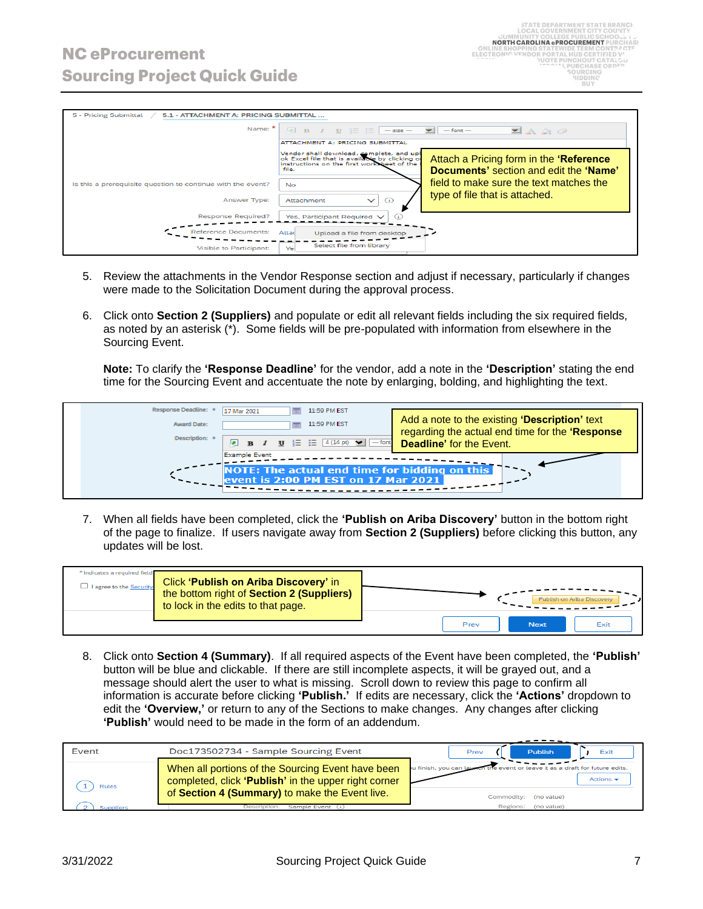5. Review the attachments in the Vendor Response section and adjust if necessary, particularly if changes were made to the Solicitation Document during the approval process.

6. Click onto **Section 2 (Suppliers)** and populate or edit all relevant fields including the six required fields, as noted by an asterisk (*). Some fields will be pre-populated with information from elsewhere in the Sourcing Event.

   **Note:** To clarify the **'Response Deadline'** for the vendor, add a note in the **'Description'** stating the end time for the Sourcing Event and accentuate the note by enlarging, bolding, and highlighting the text.

7. When all fields have been completed, click the **'Publish on Ariba Discovery'** button in the bottom right of the page to finalize. If users navigate away from **Section 2 (Suppliers)** before clicking this button, any updates will be lost.

8. Click onto **Section 4 (Summary)**. If all required aspects of the Event have been completed, the **'Publish'** button will be blue and clickable. If there are still incomplete aspects, it will be grayed out, and a message should alert the user to what is missing. Scroll down to review this page to confirm all information is accurate before clicking **'Publish.'** If edits are necessary, click the **'Actions'** dropdown to edit the **'Overview,'** or return to any of the Sections to make changes. Any changes after clicking **'Publish'** would need to be made in the form of an addendum.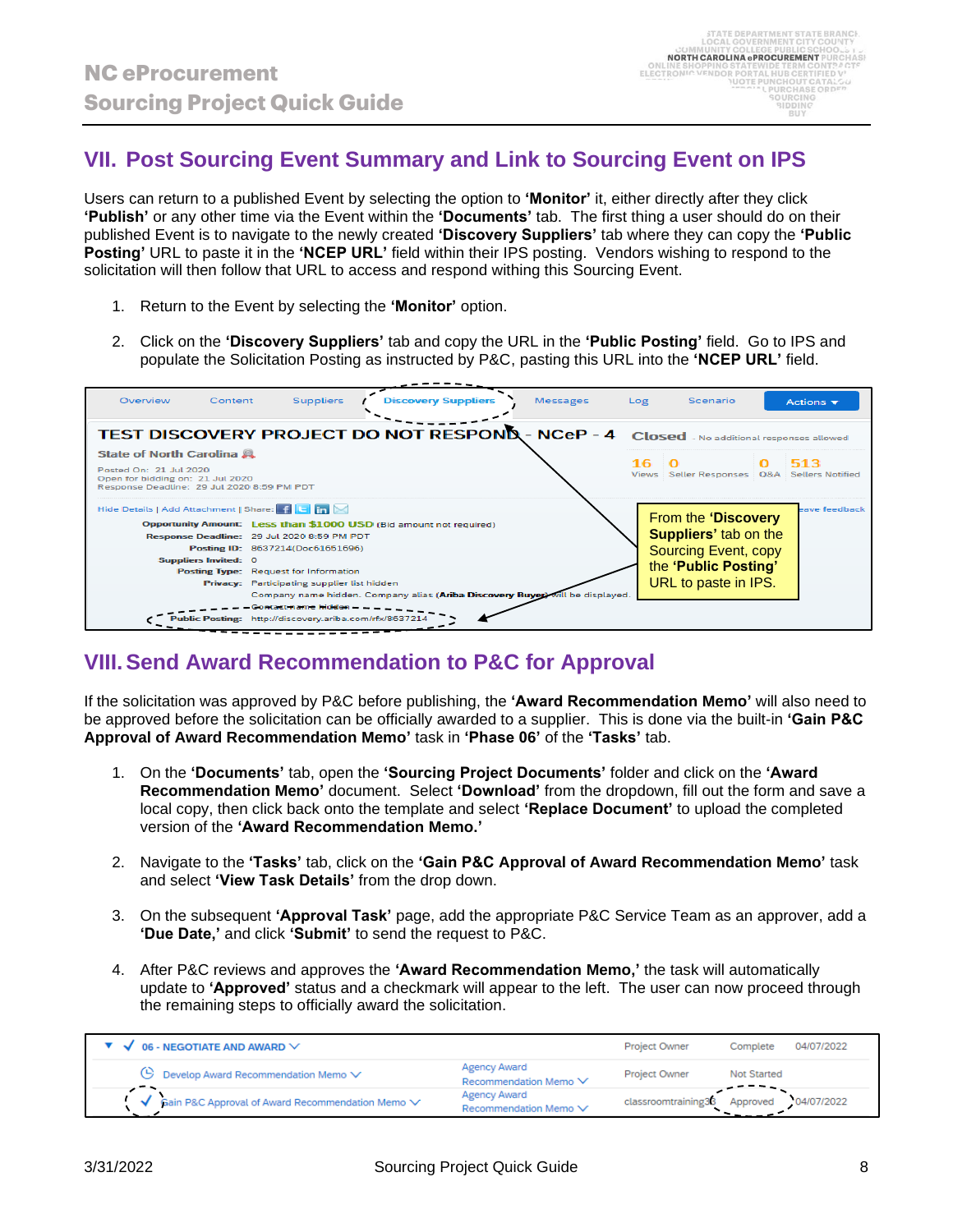## VII. Post Sourcing Event Summary and Link to Sourcing Event on IPS

Users can return to a published Event by selecting the option to **'Monitor'** it, either directly after they click **'Publish'** or any other time via the Event within the **'Documents'** tab. The first thing a user should do on their published Event is to navigate to the newly created **'Discovery Suppliers'** tab where they can copy the **'Public Posting'** URL to paste it in the **'NCEP URL'** field within their IPS posting. Vendors wishing to respond to the solicitation will then follow that URL to access and respond withing this Sourcing Event.

1. Return to the Event by selecting the **'Monitor'** option.
2. Click on the **'Discovery Suppliers'** tab and copy the URL in the **'Public Posting'** field. Go to IPS and populate the Solicitation Posting as instructed by P&C, pasting this URL into the **'NCEP URL'** field.

Overview Content Suppliers Discovery Suppliers Messages Log Scenario Actions

TEST DISCOVERY PROJECT DO NOT RESPOND - NCeP - 4 Closed - No additional responses allowed

State of North Carolina

Posted On: 21 Jul 2020
Open for bidding on: 21 Jul 2020
Response Deadline: 29 Jul 2020 8:59 PM PDT

16 Views 0 Seller Responses 0 Q&A 513 Sellers Notified

Hide Details | Add Attachment | Share:

Opportunity Amount: Less than $1000 USD (Bid amount not required)
Response Deadline: 29 Jul 2020 8:59 PM PDT
Posting ID: 8637214(Doc61651696)
Suppliers Invited: 0
Posting Type: Request for Information
Privacy: Participating supplier list hidden
Company name hidden. Company alias (Ariba Discovery Buyer) will be displayed.
Contact name hidden
Public Posting: http://discovery.ariba.com/rfx/8637214

From the **'Discovery Suppliers'** tab on the Sourcing Event, copy the **'Public Posting'** URL to paste in IPS.

## VIII. Send Award Recommendation to P&C for Approval

If the solicitation was approved by P&C before publishing, the **'Award Recommendation Memo'** will also need to be approved before the solicitation can be officially awarded to a supplier. This is done via the built-in **'Gain P&C Approval of Award Recommendation Memo'** task in **'Phase 06'** of the **'Tasks'** tab.

1. On the **'Documents'** tab, open the **'Sourcing Project Documents'** folder and click on the **'Award Recommendation Memo'** document. Select **'Download'** from the dropdown, fill out the form and save a local copy, then click back onto the template and select **'Replace Document'** to upload the completed version of the **'Award Recommendation Memo.'**
2. Navigate to the **'Tasks'** tab, click on the **'Gain P&C Approval of Award Recommendation Memo'** task and select **'View Task Details'** from the drop down.
3. On the subsequent **'Approval Task'** page, add the appropriate P&C Service Team as an approver, add a **'Due Date,'** and click **'Submit'** to send the request to P&C.
4. After P&C reviews and approves the **'Award Recommendation Memo,'** the task will automatically update to **'Approved'** status and a checkmark will appear to the left. The user can now proceed through the remaining steps to officially award the solicitation.

| | | | | |
|---|---|---|---|---|
| 06 - NEGOTIATE AND AWARD | | Project Owner | Complete | 04/07/2022 |
| Develop Award Recommendation Memo | Agency Award Recommendation Memo | Project Owner | Not Started | |
| Gain P&C Approval of Award Recommendation Memo | Agency Award Recommendation Memo | classroomtraining38 | Approved | 04/07/2022 |